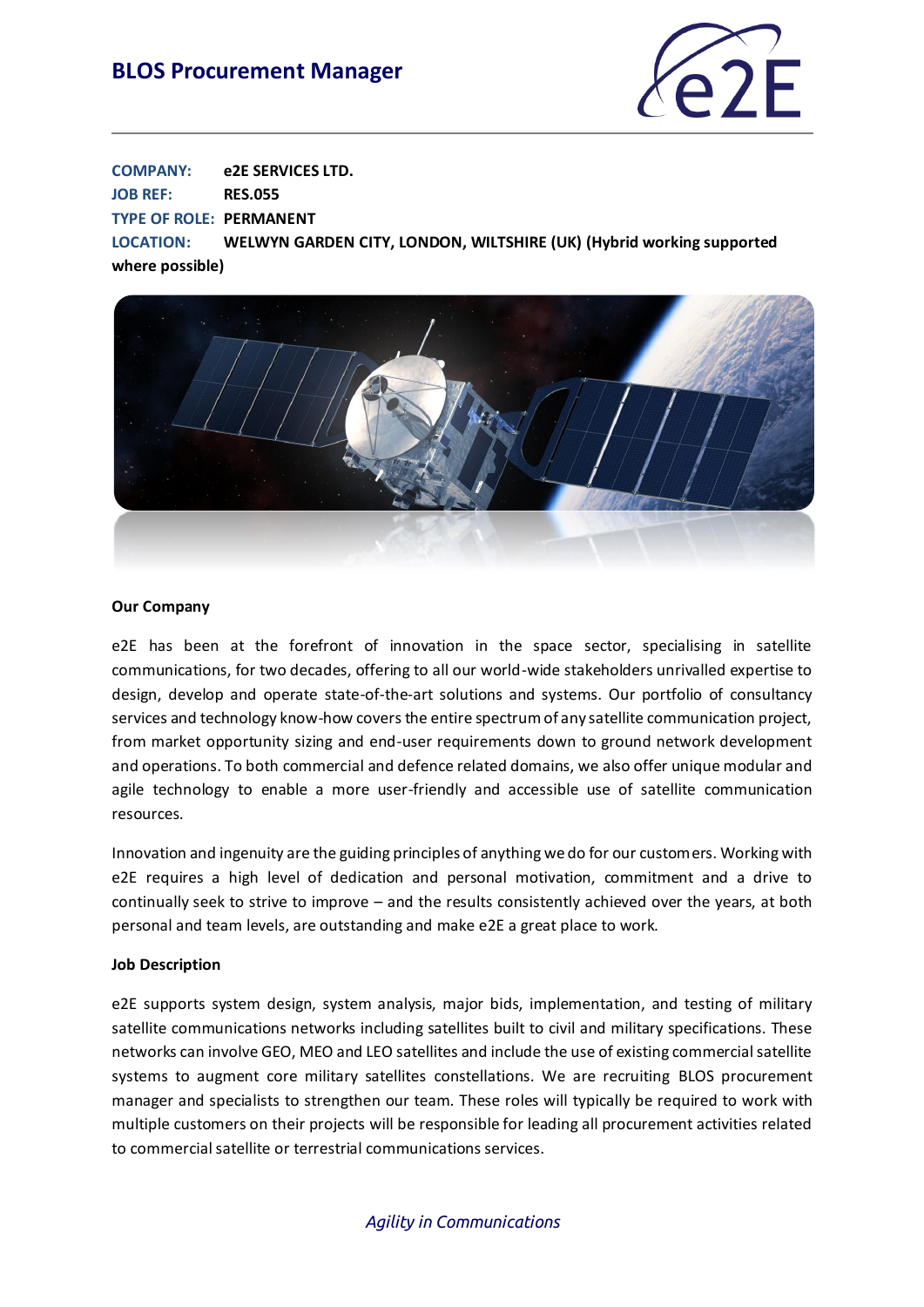# BLOS Procurement Manager

**COMPANY:** **e2E SERVICES LTD.**
**JOB REF:** **RES.055**
**TYPE OF ROLE:** **PERMANENT**
**LOCATION:** **WELWYN GARDEN CITY, LONDON, WILTSHIRE (UK) (Hybrid working supported where possible)**

**Our Company**

e2E has been at the forefront of innovation in the space sector, specialising in satellite communications, for two decades, offering to all our world-wide stakeholders unrivalled expertise to design, develop and operate state-of-the-art solutions and systems. Our portfolio of consultancy services and technology know-how covers the entire spectrum of any satellite communication project, from market opportunity sizing and end-user requirements down to ground network development and operations. To both commercial and defence related domains, we also offer unique modular and agile technology to enable a more user-friendly and accessible use of satellite communication resources.

Innovation and ingenuity are the guiding principles of anything we do for our customers. Working with e2E requires a high level of dedication and personal motivation, commitment and a drive to continually seek to strive to improve – and the results consistently achieved over the years, at both personal and team levels, are outstanding and make e2E a great place to work.

**Job Description**

e2E supports system design, system analysis, major bids, implementation, and testing of military satellite communications networks including satellites built to civil and military specifications. These networks can involve GEO, MEO and LEO satellites and include the use of existing commercial satellite systems to augment core military satellites constellations. We are recruiting BLOS procurement manager and specialists to strengthen our team. These roles will typically be required to work with multiple customers on their projects will be responsible for leading all procurement activities related to commercial satellite or terrestrial communications services.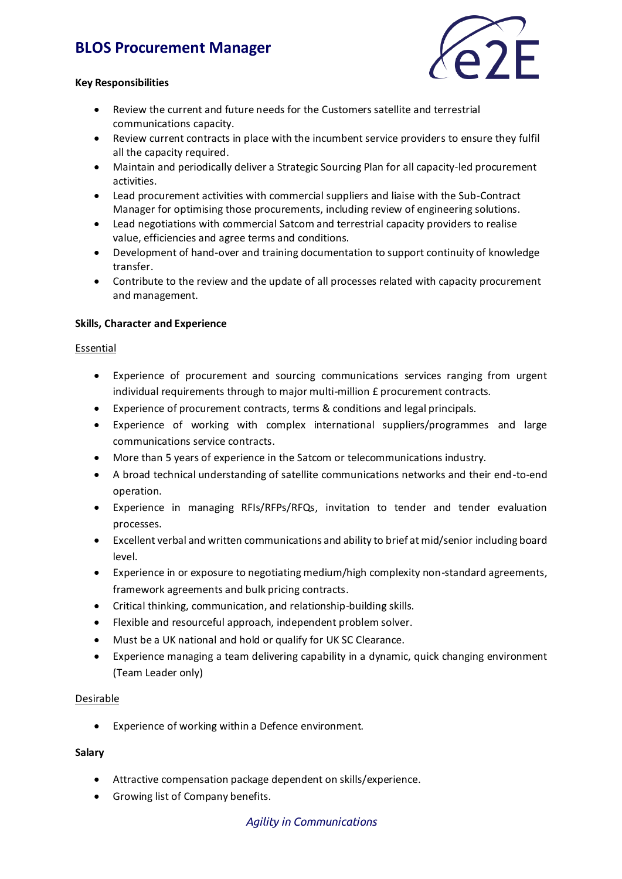# BLOS Procurement Manager

**Key Responsibilities**

- Review the current and future needs for the Customers satellite and terrestrial communications capacity.
- Review current contracts in place with the incumbent service providers to ensure they fulfil all the capacity required.
- Maintain and periodically deliver a Strategic Sourcing Plan for all capacity-led procurement activities.
- Lead procurement activities with commercial suppliers and liaise with the Sub-Contract Manager for optimising those procurements, including review of engineering solutions.
- Lead negotiations with commercial Satcom and terrestrial capacity providers to realise value, efficiencies and agree terms and conditions.
- Development of hand-over and training documentation to support continuity of knowledge transfer.
- Contribute to the review and the update of all processes related with capacity procurement and management.

**Skills, Character and Experience**

<u>Essential</u>

- Experience of procurement and sourcing communications services ranging from urgent individual requirements through to major multi-million £ procurement contracts.
- Experience of procurement contracts, terms & conditions and legal principals.
- Experience of working with complex international suppliers/programmes and large communications service contracts.
- More than 5 years of experience in the Satcom or telecommunications industry.
- A broad technical understanding of satellite communications networks and their end-to-end operation.
- Experience in managing RFIs/RFPs/RFQs, invitation to tender and tender evaluation processes.
- Excellent verbal and written communications and ability to brief at mid/senior including board level.
- Experience in or exposure to negotiating medium/high complexity non-standard agreements, framework agreements and bulk pricing contracts.
- Critical thinking, communication, and relationship-building skills.
- Flexible and resourceful approach, independent problem solver.
- Must be a UK national and hold or qualify for UK SC Clearance.
- Experience managing a team delivering capability in a dynamic, quick changing environment (Team Leader only)

<u>Desirable</u>

- Experience of working within a Defence environment.

**Salary**

- Attractive compensation package dependent on skills/experience.
- Growing list of Company benefits.

*Agility in Communications*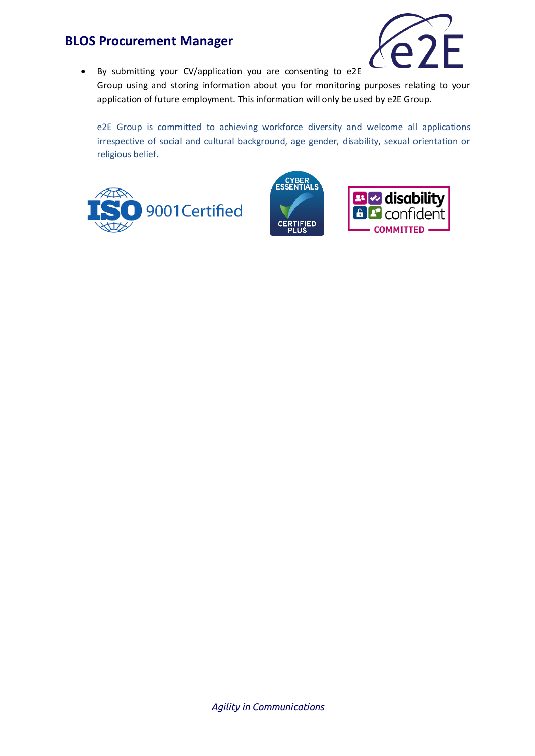- By submitting your CV/application you are consenting to e2E Group using and storing information about you for monitoring purposes relating to your application of future employment. This information will only be used by e2E Group.

  e2E Group is committed to achieving workforce diversity and welcome all applications irrespective of social and cultural background, age gender, disability, sexual orientation or religious belief.